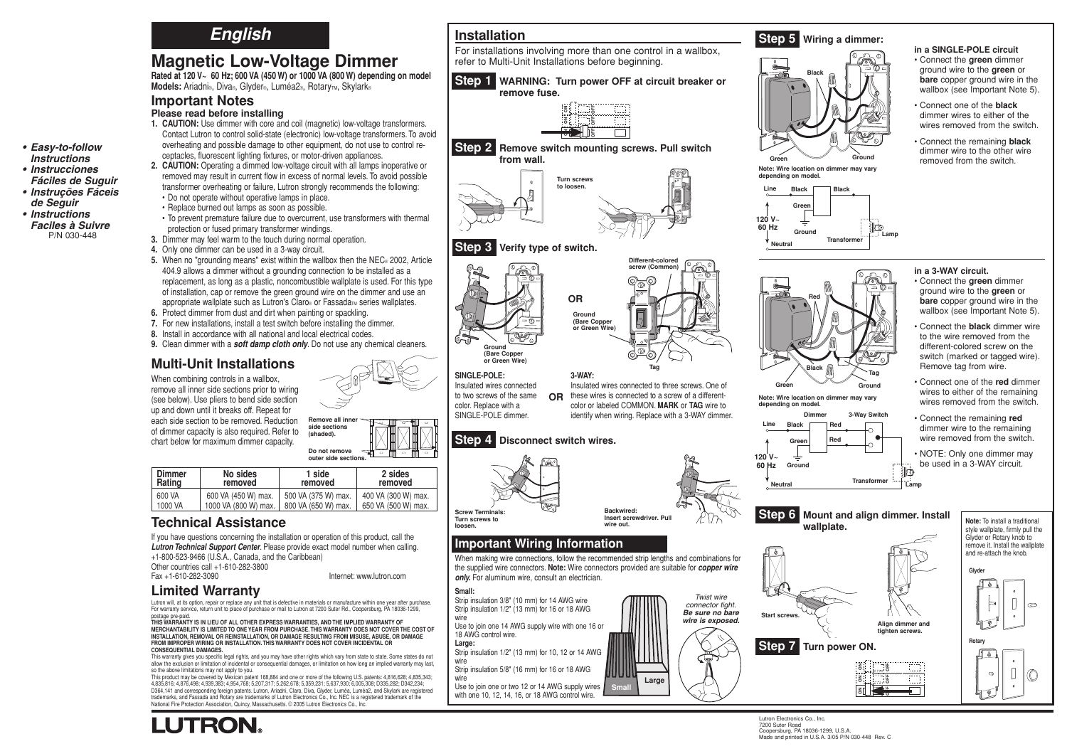# English

## Magnetic Low-Voltage Dimmer

**Rated at 120 V~ 60 Hz; 600 VA (450 W) or 1000 VA (800 W) depending on model**
**Models:** Ariadni®, Diva®, Glyder®, Luméa2®, Rotary™, Skylark®

- ***Easy-to-follow Instructions***
- ***Instrucciones Fáciles de Suguir***
- ***Instruções Fáceis de Seguir***
- ***Instructions Faciles à Suivre***

P/N 030-448

### Important Notes

**Please read before installing**

1. **CAUTION:** Use dimmer with core and coil (magnetic) low-voltage transformers. Contact Lutron to control solid-state (electronic) low-voltage transformers. To avoid overheating and possible damage to other equipment, do not use to control receptacles, fluorescent lighting fixtures, or motor-driven appliances.
2. **CAUTION:** Operating a dimmed low-voltage circuit with all lamps inoperative or removed may result in current flow in excess of normal levels. To avoid possible transformer overheating or failure, Lutron strongly recommends the following:
   - Do not operate without operative lamps in place.
   - Replace burned out lamps as soon as possible.
   - To prevent premature failure due to overcurrent, use transformers with thermal protection or fused primary transformer windings.
3. Dimmer may feel warm to the touch during normal operation.
4. Only one dimmer can be used in a 3-way circuit.
5. When no "grounding means" exist within the wallbox then the NEC® 2002, Article 404.9 allows a dimmer without a grounding connection to be installed as a replacement, as long as a plastic, noncombustible wallplate is used. For this type of installation, cap or remove the green ground wire on the dimmer and use an appropriate wallplate such as Lutron's Claro® or Fassada™ series wallplates.
6. Protect dimmer from dust and dirt when painting or spackling.
7. For new installations, install a test switch before installing the dimmer.
8. Install in accordance with all national and local electrical codes.
9. Clean dimmer with a ***soft damp cloth only***. Do not use any chemical cleaners.

### Multi-Unit Installations

When combining controls in a wallbox, remove all inner side sections prior to wiring (see below). Use pliers to bend side section up and down until it breaks off. Repeat for each side section to be removed. Reduction of dimmer capacity is also required. Refer to chart below for maximum dimmer capacity.

**Remove all inner side sections (shaded).**

**Do not remove outer side sections.**

| Dimmer Rating | No sides removed | 1 side removed | 2 sides removed |
|---|---|---|---|
| 600 VA | 600 VA (450 W) max. | 500 VA (375 W) max. | 400 VA (300 W) max. |
| 1000 VA | 1000 VA (800 W) max. | 800 VA (650 W) max. | 650 VA (500 W) max. |

### Technical Assistance

If you have questions concerning the installation or operation of this product, call the ***Lutron Technical Support Center***. Please provide exact model number when calling.
+1-800-523-9466 (U.S.A., Canada, and the Caribbean)
Other countries call +1-610-282-3800
Fax +1-610-282-3090
Internet: www.lutron.com

### Limited Warranty

Lutron will, at its option, repair or replace any unit that is defective in materials or manufacture within one year after purchase. For warranty service, return unit to place of purchase or mail to Lutron at 7200 Suter Rd., Coopersburg, PA 18036-1299, postage pre-paid.

**THIS WARRANTY IS IN LIEU OF ALL OTHER EXPRESS WARRANTIES, AND THE IMPLIED WARRANTY OF MERCHANTABILITY IS LIMITED TO ONE YEAR FROM PURCHASE. THIS WARRANTY DOES NOT COVER THE COST OF INSTALLATION, REMOVAL OR REINSTALLATION, OR DAMAGE RESULTING FROM MISUSE, ABUSE, OR DAMAGE FROM IMPROPER WIRING OR INSTALLATION. THIS WARRANTY DOES NOT COVER INCIDENTAL OR CONSEQUENTIAL DAMAGES.**

This warranty gives you specific legal rights, and you may have other rights which vary from state to state. Some states do not allow the exclusion or limitation of incidental or consequential damages, or limitation on how long an implied warranty may last, so the above limitations may not apply to you.

This product may be covered by Mexican patent 168,884 and one or more of the following U.S. patents: 4,816,628; 4,835,343; 4,835,816; 4,876,498; 4,939,383; 4,954,768; 5,207,317; 5,262,678; 5,359,231; 5,637,930; 6,005,308; D335,282; D342,234; D364,141 and corresponding foreign patents. Lutron, Ariadni, Claro, Diva, Glyder, Luméa, Luméa2, and Skylark are registered trademarks, and Fassada and Rotary are trademarks of Lutron Electronics Co., Inc. NEC is a registered trademark of the National Fire Protection Association, Quincy, Massachusetts. © 2005 Lutron Electronics Co., Inc.

**LUTRON®**

## Installation

For installations involving more than one control in a wallbox, refer to Multi-Unit Installations before beginning.

**Step 1** **WARNING: Turn power OFF at circuit breaker or remove fuse.**

**Step 2** **Remove switch mounting screws. Pull switch from wall.**

Turn screws to loosen.

**Step 3** **Verify type of switch.**

Ground (Bare Copper or Green Wire)

OR

Different-colored screw (Common)

Ground (Bare Copper or Green Wire)

Tag

**SINGLE-POLE:**
Insulated wires connected to two screws of the same color. Replace with a SINGLE-POLE dimmer.

**OR**

**3-WAY:**
Insulated wires connected to three screws. One of these wires is connected to a screw of a different-color or labeled COMMON. **MARK** or **TAG** wire to identify when wiring. Replace with a 3-WAY dimmer.

**Step 4** **Disconnect switch wires.**

Screw Terminals: Turn screws to loosen.

Backwired: Insert screwdriver. Pull wire out.

### Important Wiring Information

When making wire connections, follow the recommended strip lengths and combinations for the supplied wire connectors. **Note:** Wire connectors provided are suitable for ***copper wire only.*** For aluminum wire, consult an electrician.

**Small:**
Strip insulation 3/8" (10 mm) for 14 AWG wire
Strip insulation 1/2" (13 mm) for 16 or 18 AWG wire
Use to join one 14 AWG supply wire with one 16 or 18 AWG control wire.

**Large:**
Strip insulation 1/2" (13 mm) for 10, 12 or 14 AWG wire
Strip insulation 5/8" (16 mm) for 16 or 18 AWG wire
Use to join one or two 12 or 14 AWG supply wires with one 10, 12, 14, 16, or 18 AWG control wire.

*Twist wire connector tight.* ***Be sure no bare wire is exposed.***

Small / Large

**Step 5** **Wiring a dimmer:**

**in a SINGLE-POLE circuit**

- Connect the **green** dimmer ground wire to the **green** or **bare** copper ground wire in the wallbox (see Important Note 5).
- Connect one of the **black** dimmer wires to either of the wires removed from the switch.
- Connect the remaining **black** dimmer wire to the other wire removed from the switch.

**Note: Wire location on dimmer may vary depending on model.**

Line — Black — Black — Transformer — Lamp; Green — Ground; 120 V~ 60 Hz; Neutral

**in a 3-WAY circuit.**

- Connect the **green** dimmer ground wire to the **green** or **bare** copper ground wire in the wallbox (see Important Note 5).
- Connect the **black** dimmer wire to the wire removed from the different-colored screw on the switch (marked or tagged wire). Remove tag from wire.
- Connect one of the **red** dimmer wires to either of the remaining wires removed from the switch.
- Connect the remaining **red** dimmer wire to the remaining wire removed from the switch.
- NOTE: Only one dimmer may be used in a 3-WAY circuit.

**Note: Wire location on dimmer may vary depending on model.**

Line — Dimmer (Black, Red, Red, Green) — 3-Way Switch — Transformer — Lamp; Ground; 120 V~ 60 Hz; Neutral

**Step 6** **Mount and align dimmer. Install wallplate.**

Start screws.

Align dimmer and tighten screws.

**Note:** To install a traditional style wallplate, firmly pull the Glyder or Rotary knob to remove it. Install the wallplate and re-attach the knob.

Glyder

Rotary

**Step 7** **Turn power ON.**

Lutron Electronics Co., Inc.
7200 Suter Road
Coopersburg, PA 18036-1299, U.S.A.
Made and printed in U.S.A. 3/05 P/N 030-448 Rev. C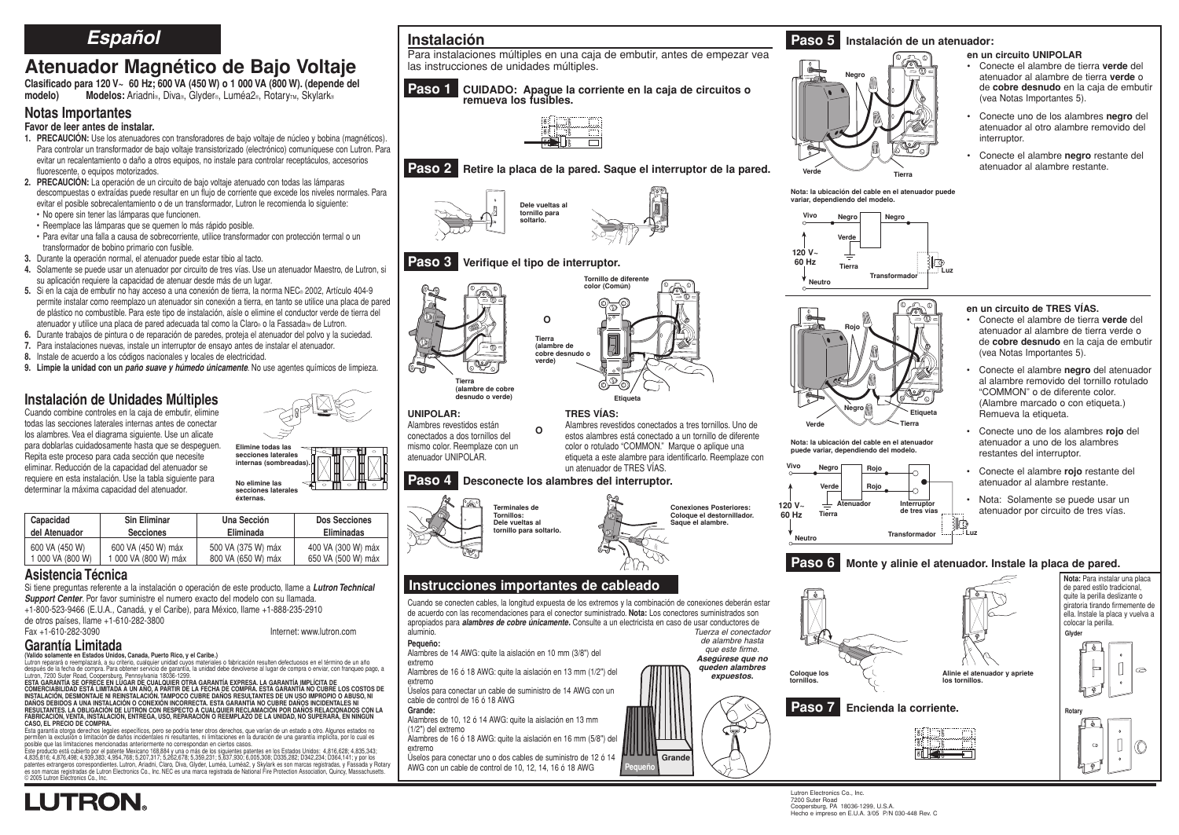# Español

# Atenuador Magnético de Bajo Voltaje

**Clasificado para 120 V~ 60 Hz; 600 VA (450 W) o 1 000 VA (800 W). (depende del modelo)** **Modelos:** Ariadni®, Diva®, Glyder®, Luméa2®, Rotary™, Skylark®

## Notas Importantes

**Favor de leer antes de instalar.**

1. **PRECAUCIÓN:** Use los atenuadores con transforadores de bajo voltaje de núcleo y bobina (magnéticos). Para controlar un transformador de bajo voltaje transistorizado (electrónico) comuniquese con Lutron. Para evitar un recalentamiento o daño a otros equipos, no instale para controlar receptáculos, accesorios fluorescente, o equipos motorizados.
2. **PRECAUCIÓN:** La operación de un circuito de bajo voltaje atenuado con todas las lámparas descompuestas o extraídas puede resultar en un flujo de corriente que excede los niveles normales. Para evitar el posible sobrecalentamiento o de un transformador, Lutron le recomienda lo siguiente:
   - No opere sin tener las lámparas que funcionen.
   - Reemplace las lámparas que se quemen lo más rápido posible.
   - Para evitar una falla a causa de sobrecorriente, utilice transformador con protección termal o un transformador de bobino primario con fusible.
3. Durante la operación normal, el atenuador puede estar tibio al tacto.
4. Solamente se puede usar un atenuador por circuito de tres vías. Use un atenuador Maestro, de Lutron, si su aplicación requiere la capacidad de atenuar desde más de un lugar.
5. Si en la caja de embutir no hay acceso a una conexión de tierra, la norma NEC® 2002, Artículo 404-9 permite instalar como reemplazo un atenuador sin conexión a tierra, en tanto se utilice una placa de pared de plástico no combustible. Para este tipo de instalación, aísle o elimine el conductor verde de tierra del atenuador y utilice una placa de pared adecuada tal como la Claro® o la Fassada™ de Lutron.
6. Durante trabajos de pintura o de reparación de paredes, proteja el atenuador del polvo y la suciedad.
7. Para instalaciones nuevas, instale un interruptor de ensayo antes de instalar el atenuador.
8. Instale de acuerdo a los códigos nacionales y locales de electricidad.
9. **Limpie la unidad con un *paño suave y húmedo únicamente*.** No use agentes químicos de limpieza.

## Instalación de Unidades Múltiples

Cuando combine controles en la caja de embutir, elimine todas las secciones laterales internas antes de conectar los alambres. Vea el diagrama siguiente. Use un alicate para doblarlas cuidadosamente hasta que se despeguen. Repita este proceso para cada sección que necesite eliminar. Reducción de la capacidad del atenuador se requiere en esta instalación. Use la tabla siguiente para determinar la máxima capacidad del atenuador.

Elimine todas las secciones laterales internas (sombreadas).

No elimine las secciones laterales éxternas.

| Capacidad del Atenuador | Sin Eliminar Secciones | Una Sección Eliminada | Dos Secciones Eliminadas |
|---|---|---|---|
| 600 VA (450 W) | 600 VA (450 W) máx | 500 VA (375 W) máx | 400 VA (300 W) máx |
| 1 000 VA (800 W) | 1 000 VA (800 W) máx | 800 VA (650 W) máx | 650 VA (500 W) máx |

## Asistencia Técnica

Si tiene preguntas referente a la instalación o operación de este producto, llame a ***Lutron Technical Support Center***. Por favor suministre el numero exacto del modelo con su llamada.
+1-800-523-9466 (E.U.A., Canadá, y el Caribe), para México, llame a +1-888-235-2910
de otros países, llame a +1-610-282-3800
Fax +1-610-282-3090 Internet: www.lutron.com

## Garantía Limitada

**(Valido solamente en Estados Unidos, Canada, Puerto Rico, y el Caribe.)**

Lutron reparará o reemplazará, a su criterio, cualquier unidad cuyos materiales o fabricación resulten defectuosos en el término de un año después de la fecha de compra. Para obtener servicio de garantía, la unidad debe devolverse al lugar de compra o enviar, con franqueo pago, a Lutron, 7200 Suter Road, Coopersburg, Pennsylvania 18036-1299.

**ESTA GARANTÍA SE OFRECE EN LUGAR DE CUALQUIER OTRA GARANTÍA EXPRESA. LA GARANTÍA IMPLÍCITA DE COMERCIABILIDAD ESTÁ LIMITADA A UN AÑO, A PARTIR DE LA FECHA DE COMPRA. ESTA GARANTÍA NO CUBRE LOS COSTOS DE INSTALACIÓN, DESMONTAJE NI REINSTALACIÓN. TAMPOCO CUBRE DAÑOS RESULTANTES DE UN USO IMPROPIO O ABUSO, NI DAÑOS DEBIDOS A UNA INSTALACIÓN O CONEXIÓN INCORRECTA. ESTA GARANTÍA NO CUBRE DAÑOS INCIDENTALES NI RESULTANTES, LA OBLIGACIÓN DE LUTRON CON RESPECTO A CUALQUIER RECLAMACIÓN POR DAÑOS RELACIONADOS CON LA FABRICACIÓN, VENTA, INSTALACIÓN, ENTREGA, USO, REPARACIÓN O REEMPLAZO DE LA UNIDAD, NO SUPERARÁ, EN NINGÚN CASO, EL PRECIO DE COMPRA.**

Esta garantía otorga derechos legales específicos, pero se podría tener otros derechos, que varían de un estado a otro. Algunos estados no permiten la exclusión o limitación de daños incidentales ni resultantes, ni limitaciones en la duración de una garantía implícita, por lo cual es posible que las limitaciones mencionadas anteriormente no correspondan en ciertos casos.

Este producto está cubierto por el patente Mexicano 168,884 y una o más de los siguientes patentes en los Estados Unidos: 4,816,628; 4,835,343; 4,835,816; 4,876,498; 4,939,383; 4,954,768; 5,207,317; 5,262,678; 5,359,231; 5,637,930; 6,005,308; D335,282; D342,234; D364,141; y por los patentes extrangeros correspondientes. Lutron, Ariadni, Claro, Diva, Glyder, Luméa, Luméa2, y Skylark es son marcas registradas, y Fassada y Rotary es son marcas registradas de Lutron Electronics Co., Inc. NEC es una marca registrada de National Fire Protection Association, Quincy, Massachusetts.
© 2005 Lutron Electronics Co., Inc.

LUTRON®

# Instalación

Para instalaciones múltiples en una caja de embutir, antes de empezar vea las instrucciones de unidades múltiples.

**Paso 1** **CUIDADO: Apague la corriente en la caja de circuitos o remueva los fusibles.**

**Paso 2** **Retire la placa de la pared. Saque el interruptor de la pared.**

Dele vueltas al tornillo para soltarlo.

**Paso 3** **Verifique el tipo de interruptor.**

Tierra (alambre de cobre desnudo o verde)

O

Tornillo de diferente color (Común)

Tierra (alambre de cobre desnudo o verde)

Etiqueta

**UNIPOLAR:**
Alambres revestidos están conectados a dos tornillos del mismo color. Reemplace con un atenuador UNIPOLAR.

O

**TRES VÍAS:**
Alambres revestidos conectados a tres tornillos. Uno de estos alambres está conectado a un tornillo de diferente color o rotulado "COMMON." Marque o aplique una etiqueta a este alambre para identificarlo. Reemplace con un atenuador de TRES VÍAS.

**Paso 4** **Desconecte los alambres del interruptor.**

Terminales de Tornillos: Dele vueltas al tornillo para soltarlo.

Conexiones Posteriores: Coloque el destornillador. Saque el alambre.

## Instrucciones importantes de cableado

Cuando se conecten cables, la longitud expuesta de los extremos y la combinación de conexiones deberán estar de acuerdo con las recomendaciones para el conector suministrado. **Nota:** Los conectores suministrados son apropiados para ***alambres de cobre únicamente.*** Consulte a un electricista en caso de usar conductores de aluminio.

**Pequeño:**
Alambres de 14 AWG: quite la aislación en 10 mm (3/8") del extremo
Alambres de 16 ó 18 AWG: quite la aislación en 13 mm (1/2") del extremo
Uselos para conectar un cable de suministro de 14 AWG con un cable de control de 16 ó 18 AWG

**Grande:**
Alambres de 10, 12 ó 14 AWG: quite la aislación en 13 mm (1/2") del extremo
Alambres de 16 ó 18 AWG: quite la aislación en 16 mm (5/8") del extremo
Uselos para conectar uno o dos cables de suministro de 12 ó 14 AWG con un cable de control de 10, 12, 14, 16 ó 18 AWG

*Tuerza el conectador de alambre hasta que este firme.* ***Asegúrese que no queden alambres expuestos.***

Pequeño

Grande

**Paso 5** **Instalación de un atenuador:**

**en un circuito UNIPOLAR**

- Conecte el alambre de tierra **verde** del atenuador al alambre de tierra **verde** o de **cobre desnudo** en la caja de embutir (vea Notas Importantes 5).
- Conecte uno de los alambres **negro** del atenuador al otro alambre removido del interruptor.
- Conecte el alambre **negro** restante del atenuador al alambre restante.

Negro

Verde

Tierra

**Nota: la ubicación del cable en el atenuador puede variar, dependiendo del modelo.**

Vivo

Negro

Negro

Verde

120 V~ 60 Hz

Tierra

Transformador

Luz

Neutro

**en un circuito de TRES VÍAS.**

- Conecte el alambre de tierra **verde** del atenuador al alambre de tierra verde o de **cobre desnudo** en la caja de embutir (vea Notas Importantes 5).
- Conecte el alambre **negro** del atenuador al alambre removido del tornillo rotulado "COMMON" o de diferente color. (Alambre marcado o con etiqueta.) Remueva la etiqueta.
- Conecte uno de los alambres **rojo** del atenuador a uno de los alambres restantes del interruptor.
- Conecte el alambre **rojo** restante del atenuador al alambre restante.
- Nota: Solamente se puede usar un atenuador por circuito de tres vías.

Rojo

Negro

Etiqueta

Verde

Tierra

**Nota: la ubicación del cable en el atenuador puede variar, dependiendo del modelo.**

Vivo

Negro

Rojo

Verde

Rojo

120 V~ 60 Hz

Atenuador

Tierra

Interruptor de tres vías

Transformador

Luz

Neutro

**Paso 6** **Monte y alinie el atenuador. Instale la placa de pared.**

Coloque los tornillos.

Alinie el atenuador y apriete los tornillos.

**Nota:** Para instalar una placa de pared estilo tradicional, quite la perilla deslizante o giratoria tirando firmemente de ella. Instale la placa y vuelva a colocar la perilla.

Glyder

Rotary

**Paso 7** **Encienda la corriente.**

Lutron Electronics Co., Inc.
7200 Suter Road
Coopersburg, PA 18036-1299, U.S.A.
Hecho e impreso en E.U.A. 3/05 P/N 030-448 Rev. C